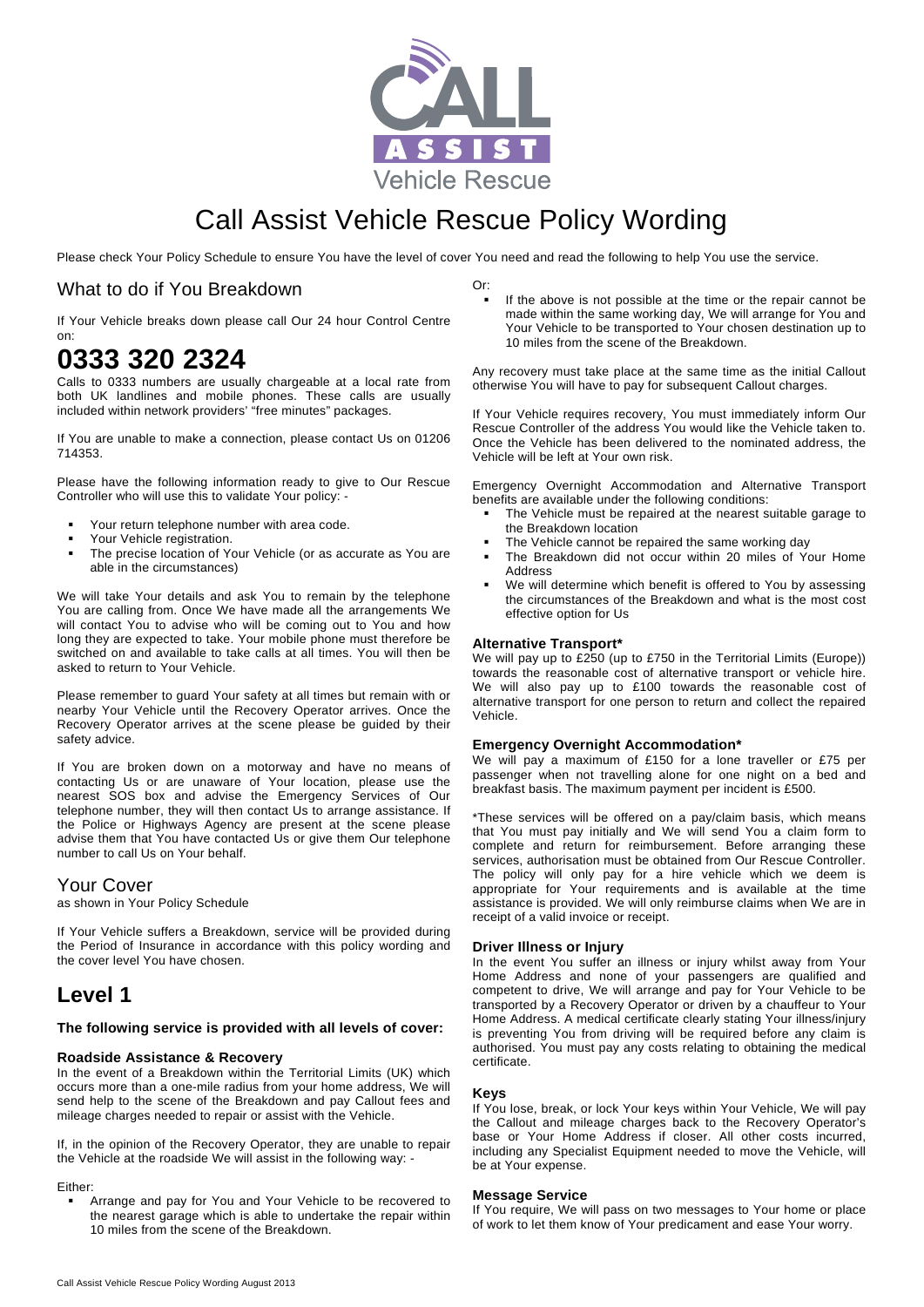# Call Assist Vehicle Rescue Policy Wording

Please check Your Policy Schedule to ensure You have the level of cover You need and read the following to help You use the service.

## What to do if You Breakdown

If Your Vehicle breaks down please call Our 24 hour Control Centre on:

# 0333 320 2324

Calls to 0333 numbers are usually chargeable at a local rate from both UK landlines and mobile phones. These calls are usually included within network providers' "free minutes" packages.

If You are unable to make a connection, please contact Us on 01206 714353.

Please have the following information ready to give to Our Rescue Controller who will use this to validate Your policy: -

- Your return telephone number with area code.
- Your Vehicle registration.
- The precise location of Your Vehicle (or as accurate as You are able in the circumstances)

We will take Your details and ask You to remain by the telephone You are calling from. Once We have made all the arrangements We will contact You to advise who will be coming out to You and how long they are expected to take. Your mobile phone must therefore be switched on and available to take calls at all times. You will then be asked to return to Your Vehicle.

Please remember to guard Your safety at all times but remain with or nearby Your Vehicle until the Recovery Operator arrives. Once the Recovery Operator arrives at the scene please be guided by their safety advice.

If You are broken down on a motorway and have no means of contacting Us or are unaware of Your location, please use the nearest SOS box and advise the Emergency Services of Our telephone number, they will then contact Us to arrange assistance. If the Police or Highways Agency are present at the scene please advise them that You have contacted Us or give them Our telephone number to call Us on Your behalf.

## Your Cover

as shown in Your Policy Schedule

If Your Vehicle suffers a Breakdown, service will be provided during the Period of Insurance in accordance with this policy wording and the cover level You have chosen.

# Level 1

**The following service is provided with all levels of cover:**

### Roadside Assistance & Recovery

In the event of a Breakdown within the Territorial Limits (UK) which occurs more than a one-mile radius from your home address, We will send help to the scene of the Breakdown and pay Callout fees and mileage charges needed to repair or assist with the Vehicle.

If, in the opinion of the Recovery Operator, they are unable to repair the Vehicle at the roadside We will assist in the following way: -

Either:

- Arrange and pay for You and Your Vehicle to be recovered to the nearest garage which is able to undertake the repair within 10 miles from the scene of the Breakdown.

Or:

- If the above is not possible at the time or the repair cannot be made within the same working day, We will arrange for You and Your Vehicle to be transported to Your chosen destination up to 10 miles from the scene of the Breakdown.

Any recovery must take place at the same time as the initial Callout otherwise You will have to pay for subsequent Callout charges.

If Your Vehicle requires recovery, You must immediately inform Our Rescue Controller of the address You would like the Vehicle taken to. Once the Vehicle has been delivered to the nominated address, the Vehicle will be left at Your own risk.

Emergency Overnight Accommodation and Alternative Transport benefits are available under the following conditions:

- The Vehicle must be repaired at the nearest suitable garage to the Breakdown location
- The Vehicle cannot be repaired the same working day
- The Breakdown did not occur within 20 miles of Your Home Address
- We will determine which benefit is offered to You by assessing the circumstances of the Breakdown and what is the most cost effective option for Us

### Alternative Transport*

We will pay up to £250 (up to £750 in the Territorial Limits (Europe)) towards the reasonable cost of alternative transport or vehicle hire. We will also pay up to £100 towards the reasonable cost of alternative transport for one person to return and collect the repaired Vehicle.

### Emergency Overnight Accommodation*

We will pay a maximum of £150 for a lone traveller or £75 per passenger when not travelling alone for one night on a bed and breakfast basis. The maximum payment per incident is £500.

*These services will be offered on a pay/claim basis, which means that You must pay initially and We will send You a claim form to complete and return for reimbursement. Before arranging these services, authorisation must be obtained from Our Rescue Controller. The policy will only pay for a hire vehicle which we deem is appropriate for Your requirements and is available at the time assistance is provided. We will only reimburse claims when We are in receipt of a valid invoice or receipt.

### Driver Illness or Injury

In the event You suffer an illness or injury whilst away from Your Home Address and none of your passengers are qualified and competent to drive, We will arrange and pay for Your Vehicle to be transported by a Recovery Operator or driven by a chauffeur to Your Home Address. A medical certificate clearly stating Your illness/injury is preventing You from driving will be required before any claim is authorised. You must pay any costs relating to obtaining the medical certificate.

### Keys

If You lose, break, or lock Your keys within Your Vehicle, We will pay the Callout and mileage charges back to the Recovery Operator's base or Your Home Address if closer. All other costs incurred, including any Specialist Equipment needed to move the Vehicle, will be at Your expense.

### Message Service

If You require, We will pass on two messages to Your home or place of work to let them know of Your predicament and ease Your worry.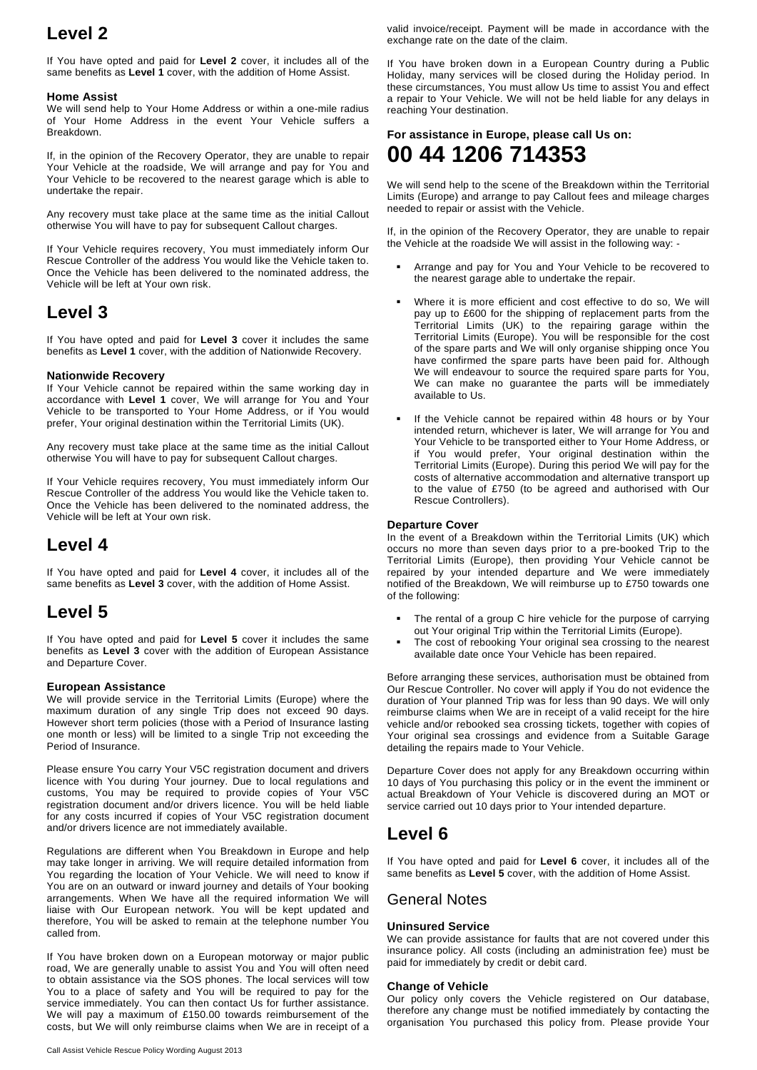## Level 2

If You have opted and paid for **Level 2** cover, it includes all of the same benefits as **Level 1** cover, with the addition of Home Assist.

### Home Assist

We will send help to Your Home Address or within a one-mile radius of Your Home Address in the event Your Vehicle suffers a Breakdown.

If, in the opinion of the Recovery Operator, they are unable to repair Your Vehicle at the roadside, We will arrange and pay for You and Your Vehicle to be recovered to the nearest garage which is able to undertake the repair.

Any recovery must take place at the same time as the initial Callout otherwise You will have to pay for subsequent Callout charges.

If Your Vehicle requires recovery, You must immediately inform Our Rescue Controller of the address You would like the Vehicle taken to. Once the Vehicle has been delivered to the nominated address, the Vehicle will be left at Your own risk.

## Level 3

If You have opted and paid for **Level 3** cover it includes the same benefits as **Level 1** cover, with the addition of Nationwide Recovery.

### Nationwide Recovery

If Your Vehicle cannot be repaired within the same working day in accordance with **Level 1** cover, We will arrange for You and Your Vehicle to be transported to Your Home Address, or if You would prefer, Your original destination within the Territorial Limits (UK).

Any recovery must take place at the same time as the initial Callout otherwise You will have to pay for subsequent Callout charges.

If Your Vehicle requires recovery, You must immediately inform Our Rescue Controller of the address You would like the Vehicle taken to. Once the Vehicle has been delivered to the nominated address, the Vehicle will be left at Your own risk.

## Level 4

If You have opted and paid for **Level 4** cover, it includes all of the same benefits as **Level 3** cover, with the addition of Home Assist.

## Level 5

If You have opted and paid for **Level 5** cover it includes the same benefits as **Level 3** cover with the addition of European Assistance and Departure Cover.

### European Assistance

We will provide service in the Territorial Limits (Europe) where the maximum duration of any single Trip does not exceed 90 days. However short term policies (those with a Period of Insurance lasting one month or less) will be limited to a single Trip not exceeding the Period of Insurance.

Please ensure You carry Your V5C registration document and drivers licence with You during Your journey. Due to local regulations and customs, You may be required to provide copies of Your V5C registration document and/or drivers licence. You will be held liable for any costs incurred if copies of Your V5C registration document and/or drivers licence are not immediately available.

Regulations are different when You Breakdown in Europe and help may take longer in arriving. We will require detailed information from You regarding the location of Your Vehicle. We will need to know if You are on an outward or inward journey and details of Your booking arrangements. When We have all the required information We will liaise with Our European network. You will be kept updated and therefore, You will be asked to remain at the telephone number You called from.

If You have broken down on a European motorway or major public road, We are generally unable to assist You and You will often need to obtain assistance via the SOS phones. The local services will tow You to a place of safety and You will be required to pay for the service immediately. You can then contact Us for further assistance. We will pay a maximum of £150.00 towards reimbursement of the costs, but We will only reimburse claims when We are in receipt of a valid invoice/receipt. Payment will be made in accordance with the exchange rate on the date of the claim.

If You have broken down in a European Country during a Public Holiday, many services will be closed during the Holiday period. In these circumstances, You must allow Us time to assist You and effect a repair to Your Vehicle. We will not be held liable for any delays in reaching Your destination.

### For assistance in Europe, please call Us on:

# 00 44 1206 714353

We will send help to the scene of the Breakdown within the Territorial Limits (Europe) and arrange to pay Callout fees and mileage charges needed to repair or assist with the Vehicle.

If, in the opinion of the Recovery Operator, they are unable to repair the Vehicle at the roadside We will assist in the following way: -

- Arrange and pay for You and Your Vehicle to be recovered to the nearest garage able to undertake the repair.
- Where it is more efficient and cost effective to do so, We will pay up to £600 for the shipping of replacement parts from the Territorial Limits (UK) to the repairing garage within the Territorial Limits (Europe). You will be responsible for the cost of the spare parts and We will only organise shipping once You have confirmed the spare parts have been paid for. Although We will endeavour to source the required spare parts for You, We can make no guarantee the parts will be immediately available to Us.
- If the Vehicle cannot be repaired within 48 hours or by Your intended return, whichever is later, We will arrange for You and Your Vehicle to be transported either to Your Home Address, or if You would prefer, Your original destination within the Territorial Limits (Europe). During this period We will pay for the costs of alternative accommodation and alternative transport up to the value of £750 (to be agreed and authorised with Our Rescue Controllers).

### Departure Cover

In the event of a Breakdown within the Territorial Limits (UK) which occurs no more than seven days prior to a pre-booked Trip to the Territorial Limits (Europe), then providing Your Vehicle cannot be repaired by your intended departure and We were immediately notified of the Breakdown, We will reimburse up to £750 towards one of the following:

- The rental of a group C hire vehicle for the purpose of carrying out Your original Trip within the Territorial Limits (Europe).
- The cost of rebooking Your original sea crossing to the nearest available date once Your Vehicle has been repaired.

Before arranging these services, authorisation must be obtained from Our Rescue Controller. No cover will apply if You do not evidence the duration of Your planned Trip was for less than 90 days. We will only reimburse claims when We are in receipt of a valid receipt for the hire vehicle and/or rebooked sea crossing tickets, together with copies of Your original sea crossings and evidence from a Suitable Garage detailing the repairs made to Your Vehicle.

Departure Cover does not apply for any Breakdown occurring within 10 days of You purchasing this policy or in the event the imminent or actual Breakdown of Your Vehicle is discovered during an MOT or service carried out 10 days prior to Your intended departure.

## Level 6

If You have opted and paid for **Level 6** cover, it includes all of the same benefits as **Level 5** cover, with the addition of Home Assist.

## General Notes

### Uninsured Service

We can provide assistance for faults that are not covered under this insurance policy. All costs (including an administration fee) must be paid for immediately by credit or debit card.

### Change of Vehicle

Our policy only covers the Vehicle registered on Our database, therefore any change must be notified immediately by contacting the organisation You purchased this policy from. Please provide Your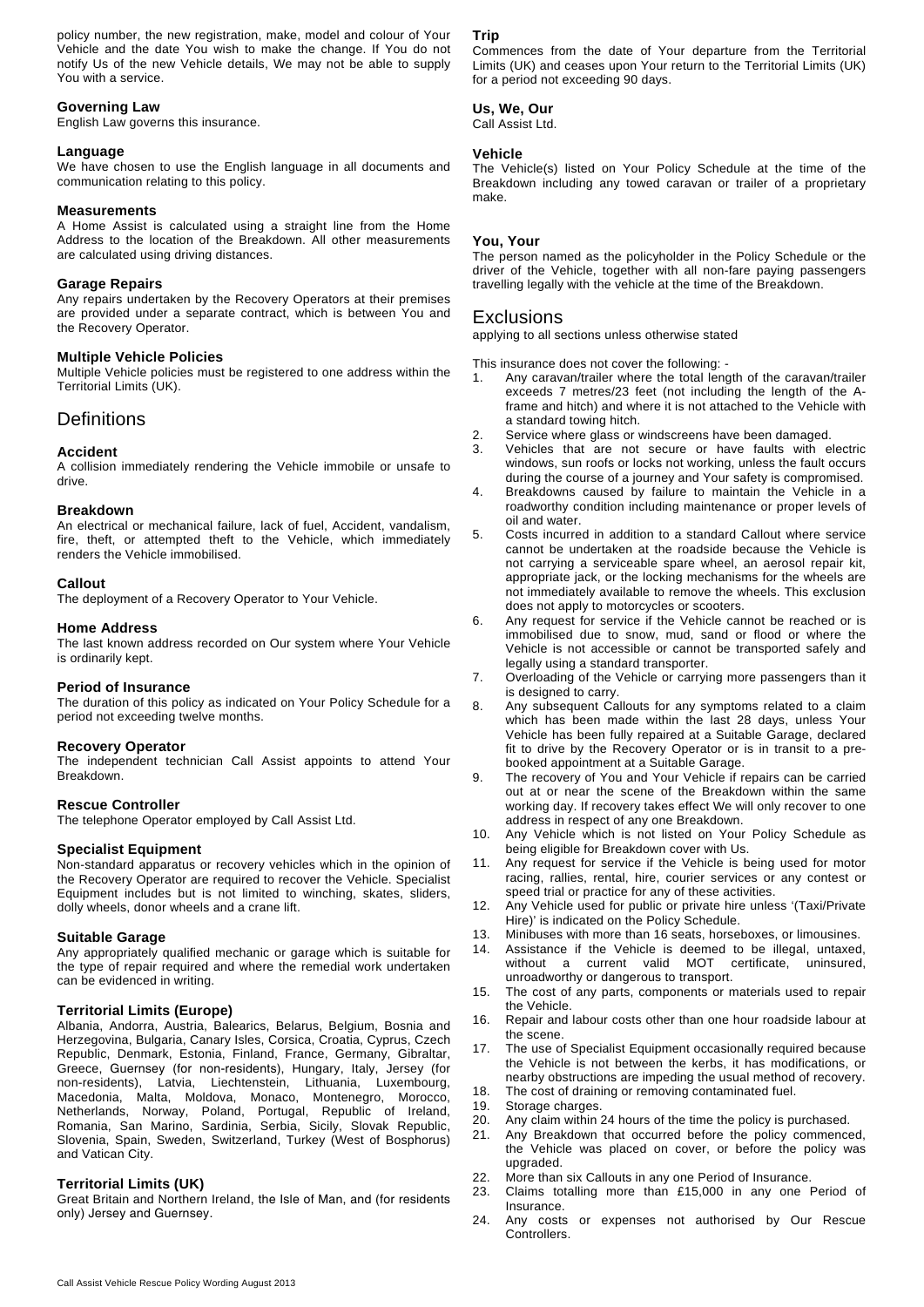policy number, the new registration, make, model and colour of Your Vehicle and the date You wish to make the change. If You do not notify Us of the new Vehicle details, We may not be able to supply You with a service.

### Governing Law

English Law governs this insurance.

### Language

We have chosen to use the English language in all documents and communication relating to this policy.

### Measurements

A Home Assist is calculated using a straight line from the Home Address to the location of the Breakdown. All other measurements are calculated using driving distances.

### Garage Repairs

Any repairs undertaken by the Recovery Operators at their premises are provided under a separate contract, which is between You and the Recovery Operator.

### Multiple Vehicle Policies

Multiple Vehicle policies must be registered to one address within the Territorial Limits (UK).

## Definitions

### Accident

A collision immediately rendering the Vehicle immobile or unsafe to drive.

### Breakdown

An electrical or mechanical failure, lack of fuel, Accident, vandalism, fire, theft, or attempted theft to the Vehicle, which immediately renders the Vehicle immobilised.

### Callout

The deployment of a Recovery Operator to Your Vehicle.

### Home Address

The last known address recorded on Our system where Your Vehicle is ordinarily kept.

### Period of Insurance

The duration of this policy as indicated on Your Policy Schedule for a period not exceeding twelve months.

### Recovery Operator

The independent technician Call Assist appoints to attend Your Breakdown.

### Rescue Controller

The telephone Operator employed by Call Assist Ltd.

### Specialist Equipment

Non-standard apparatus or recovery vehicles which in the opinion of the Recovery Operator are required to recover the Vehicle. Specialist Equipment includes but is not limited to winching, skates, sliders, dolly wheels, donor wheels and a crane lift.

### Suitable Garage

Any appropriately qualified mechanic or garage which is suitable for the type of repair required and where the remedial work undertaken can be evidenced in writing.

### Territorial Limits (Europe)

Albania, Andorra, Austria, Balearics, Belarus, Belgium, Bosnia and Herzegovina, Bulgaria, Canary Isles, Corsica, Croatia, Cyprus, Czech Republic, Denmark, Estonia, Finland, France, Germany, Gibraltar, Greece, Guernsey (for non-residents), Hungary, Italy, Jersey (for non-residents), Latvia, Liechtenstein, Lithuania, Luxembourg, Macedonia, Malta, Moldova, Monaco, Montenegro, Morocco, Netherlands, Norway, Poland, Portugal, Republic of Ireland, Romania, San Marino, Sardinia, Serbia, Sicily, Slovak Republic, Slovenia, Spain, Sweden, Switzerland, Turkey (West of Bosphorus) and Vatican City.

### Territorial Limits (UK)

Great Britain and Northern Ireland, the Isle of Man, and (for residents only) Jersey and Guernsey.

### Trip

Commences from the date of Your departure from the Territorial Limits (UK) and ceases upon Your return to the Territorial Limits (UK) for a period not exceeding 90 days.

### Us, We, Our

Call Assist Ltd.

### Vehicle

The Vehicle(s) listed on Your Policy Schedule at the time of the Breakdown including any towed caravan or trailer of a proprietary make.

### You, Your

The person named as the policyholder in the Policy Schedule or the driver of the Vehicle, together with all non-fare paying passengers travelling legally with the vehicle at the time of the Breakdown.

## Exclusions

applying to all sections unless otherwise stated

This insurance does not cover the following: -

1. Any caravan/trailer where the total length of the caravan/trailer exceeds 7 metres/23 feet (not including the length of the A-frame and hitch) and where it is not attached to the Vehicle with a standard towing hitch.
2. Service where glass or windscreens have been damaged.
3. Vehicles that are not secure or have faults with electric windows, sun roofs or locks not working, unless the fault occurs during the course of a journey and Your safety is compromised.
4. Breakdowns caused by failure to maintain the Vehicle in a roadworthy condition including maintenance or proper levels of oil and water.
5. Costs incurred in addition to a standard Callout where service cannot be undertaken at the roadside because the Vehicle is not carrying a serviceable spare wheel, an aerosol repair kit, appropriate jack, or the locking mechanisms for the wheels are not immediately available to remove the wheels. This exclusion does not apply to motorcycles or scooters.
6. Any request for service if the Vehicle cannot be reached or is immobilised due to snow, mud, sand or flood or where the Vehicle is not accessible or cannot be transported safely and legally using a standard transporter.
7. Overloading of the Vehicle or carrying more passengers than it is designed to carry.
8. Any subsequent Callouts for any symptoms related to a claim which has been made within the last 28 days, unless Your Vehicle has been fully repaired at a Suitable Garage, declared fit to drive by the Recovery Operator or is in transit to a pre-booked appointment at a Suitable Garage.
9. The recovery of You and Your Vehicle if repairs can be carried out at or near the scene of the Breakdown within the same working day. If recovery takes effect We will only recover to one address in respect of any one Breakdown.
10. Any Vehicle which is not listed on Your Policy Schedule as being eligible for Breakdown cover with Us.
11. Any request for service if the Vehicle is being used for motor racing, rallies, rental, hire, courier services or any contest or speed trial or practice for any of these activities.
12. Any Vehicle used for public or private hire unless '(Taxi/Private Hire)' is indicated on the Policy Schedule.
13. Minibuses with more than 16 seats, horseboxes, or limousines.
14. Assistance if the Vehicle is deemed to be illegal, untaxed, without a current valid MOT certificate, uninsured, unroadworthy or dangerous to transport.
15. The cost of any parts, components or materials used to repair the Vehicle.
16. Repair and labour costs other than one hour roadside labour at the scene.
17. The use of Specialist Equipment occasionally required because the Vehicle is not between the kerbs, it has modifications, or nearby obstructions are impeding the usual method of recovery.
18. The cost of draining or removing contaminated fuel.
19. Storage charges.
20. Any claim within 24 hours of the time the policy is purchased.
21. Any Breakdown that occurred before the policy commenced, the Vehicle was placed on cover, or before the policy was upgraded.
22. More than six Callouts in any one Period of Insurance.
23. Claims totalling more than £15,000 in any one Period of Insurance.
24. Any costs or expenses not authorised by Our Rescue Controllers.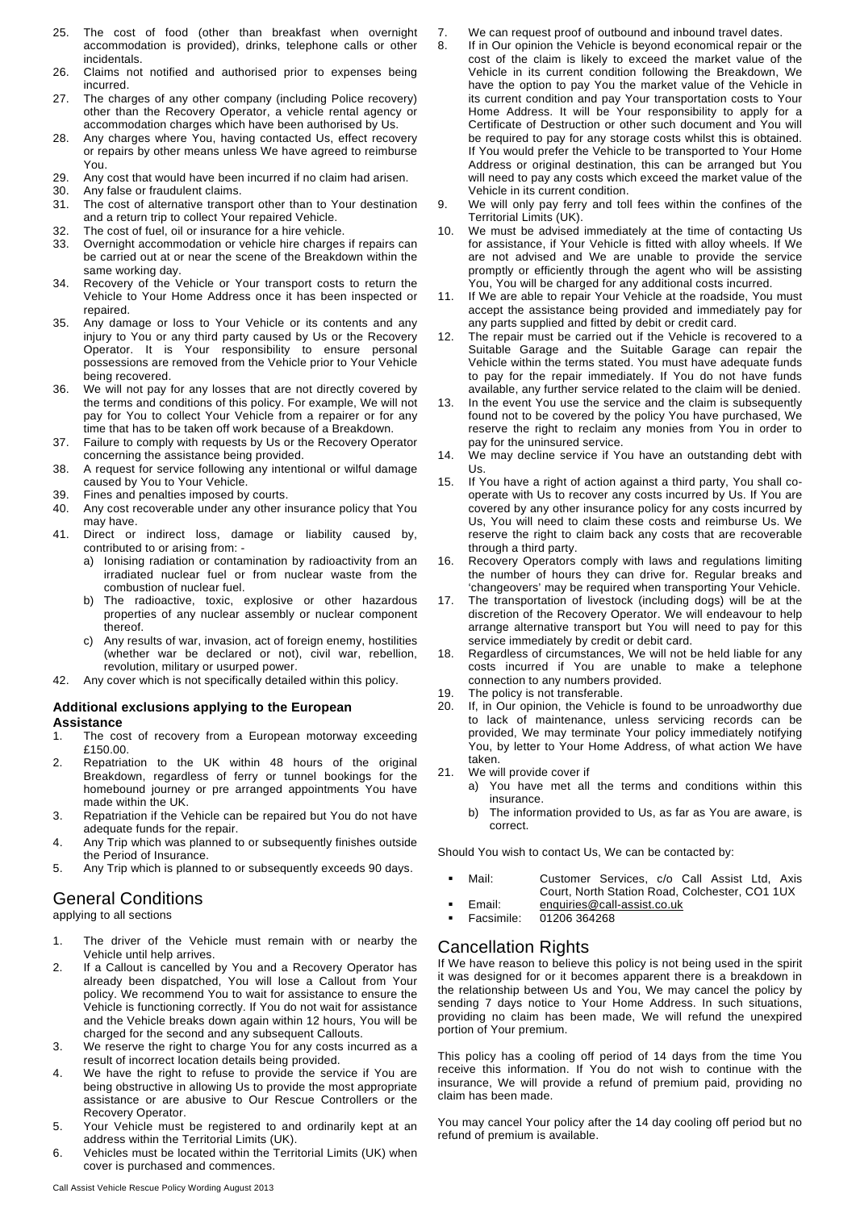25. The cost of food (other than breakfast when overnight accommodation is provided), drinks, telephone calls or other incidentals.
26. Claims not notified and authorised prior to expenses being incurred.
27. The charges of any other company (including Police recovery) other than the Recovery Operator, a vehicle rental agency or accommodation charges which have been authorised by Us.
28. Any charges where You, having contacted Us, effect recovery or repairs by other means unless We have agreed to reimburse You.
29. Any cost that would have been incurred if no claim had arisen.
30. Any false or fraudulent claims.
31. The cost of alternative transport other than to Your destination and a return trip to collect Your repaired Vehicle.
32. The cost of fuel, oil or insurance for a hire vehicle.
33. Overnight accommodation or vehicle hire charges if repairs can be carried out at or near the scene of the Breakdown within the same working day.
34. Recovery of the Vehicle or Your transport costs to return the Vehicle to Your Home Address once it has been inspected or repaired.
35. Any damage or loss to Your Vehicle or its contents and any injury to You or any third party caused by Us or the Recovery Operator. It is Your responsibility to ensure personal possessions are removed from the Vehicle prior to Your Vehicle being recovered.
36. We will not pay for any losses that are not directly covered by the terms and conditions of this policy. For example, We will not pay for You to collect Your Vehicle from a repairer or for any time that has to be taken off work because of a Breakdown.
37. Failure to comply with requests by Us or the Recovery Operator concerning the assistance being provided.
38. A request for service following any intentional or wilful damage caused by You to Your Vehicle.
39. Fines and penalties imposed by courts.
40. Any cost recoverable under any other insurance policy that You may have.
41. Direct or indirect loss, damage or liability caused by, contributed to or arising from: -
    a) Ionising radiation or contamination by radioactivity from an irradiated nuclear fuel or from nuclear waste from the combustion of nuclear fuel.
    b) The radioactive, toxic, explosive or other hazardous properties of any nuclear assembly or nuclear component thereof.
    c) Any results of war, invasion, act of foreign enemy, hostilities (whether war be declared or not), civil war, rebellion, revolution, military or usurped power.
42. Any cover which is not specifically detailed within this policy.

**Additional exclusions applying to the European Assistance**

1. The cost of recovery from a European motorway exceeding £150.00.
2. Repatriation to the UK within 48 hours of the original Breakdown, regardless of ferry or tunnel bookings for the homebound journey or pre arranged appointments You have made within the UK.
3. Repatriation if the Vehicle can be repaired but You do not have adequate funds for the repair.
4. Any Trip which was planned to or subsequently finishes outside the Period of Insurance.
5. Any Trip which is planned to or subsequently exceeds 90 days.

## General Conditions

applying to all sections

1. The driver of the Vehicle must remain with or nearby the Vehicle until help arrives.
2. If a Callout is cancelled by You and a Recovery Operator has already been dispatched, You will lose a Callout from Your policy. We recommend You to wait for assistance to ensure the Vehicle is functioning correctly. If You do not wait for assistance and the Vehicle breaks down again within 12 hours, You will be charged for the second and any subsequent Callouts.
3. We reserve the right to charge You for any costs incurred as a result of incorrect location details being provided.
4. We have the right to refuse to provide the service if You are being obstructive in allowing Us to provide the most appropriate assistance or are abusive to Our Rescue Controllers or the Recovery Operator.
5. Your Vehicle must be registered to and ordinarily kept at an address within the Territorial Limits (UK).
6. Vehicles must be located within the Territorial Limits (UK) when cover is purchased and commences.
7. We can request proof of outbound and inbound travel dates.
8. If in Our opinion the Vehicle is beyond economical repair or the cost of the claim is likely to exceed the market value of the Vehicle in its current condition following the Breakdown, We have the option to pay You the market value of the Vehicle in its current condition and pay Your transportation costs to Your Home Address. It will be Your responsibility to apply for a Certificate of Destruction or other such document and You will be required to pay for any storage costs whilst this is obtained. If You would prefer the Vehicle to be transported to Your Home Address or original destination, this can be arranged but You will need to pay any costs which exceed the market value of the Vehicle in its current condition.
9. We will only pay ferry and toll fees within the confines of the Territorial Limits (UK).
10. We must be advised immediately at the time of contacting Us for assistance, if Your Vehicle is fitted with alloy wheels. If We are not advised and We are unable to provide the service promptly or efficiently through the agent who will be assisting You, You will be charged for any additional costs incurred.
11. If We are able to repair Your Vehicle at the roadside, You must accept the assistance being provided and immediately pay for any parts supplied and fitted by debit or credit card.
12. The repair must be carried out if the Vehicle is recovered to a Suitable Garage and the Suitable Garage can repair the Vehicle within the terms stated. You must have adequate funds to pay for the repair immediately. If You do not have funds available, any further service related to the claim will be denied.
13. In the event You use the service and the claim is subsequently found not to be covered by the policy You have purchased, We reserve the right to reclaim any monies from You in order to pay for the uninsured service.
14. We may decline service if You have an outstanding debt with Us.
15. If You have a right of action against a third party, You shall co-operate with Us to recover any costs incurred by Us. If You are covered by any other insurance policy for any costs incurred by Us, You will need to claim these costs and reimburse Us. We reserve the right to claim back any costs that are recoverable through a third party.
16. Recovery Operators comply with laws and regulations limiting the number of hours they can drive for. Regular breaks and 'changeovers' may be required when transporting Your Vehicle.
17. The transportation of livestock (including dogs) will be at the discretion of the Recovery Operator. We will endeavour to help arrange alternative transport but You will need to pay for this service immediately by credit or debit card.
18. Regardless of circumstances, We will not be held liable for any costs incurred if You are unable to make a telephone connection to any numbers provided.
19. The policy is not transferable.
20. If, in Our opinion, the Vehicle is found to be unroadworthy due to lack of maintenance, unless servicing records can be provided, We may terminate Your policy immediately notifying You, by letter to Your Home Address, of what action We have taken.
21. We will provide cover if
    a) You have met all the terms and conditions within this insurance.
    b) The information provided to Us, as far as You are aware, is correct.

Should You wish to contact Us, We can be contacted by:

- Mail: Customer Services, c/o Call Assist Ltd, Axis Court, North Station Road, Colchester, CO1 1UX
- Email: enquiries@call-assist.co.uk
- Facsimile: 01206 364268

## Cancellation Rights

If We have reason to believe this policy is not being used in the spirit it was designed for or it becomes apparent there is a breakdown in the relationship between Us and You, We may cancel the policy by sending 7 days notice to Your Home Address. In such situations, providing no claim has been made, We will refund the unexpired portion of Your premium.

This policy has a cooling off period of 14 days from the time You receive this information. If You do not wish to continue with the insurance, We will provide a refund of premium paid, providing no claim has been made.

You may cancel Your policy after the 14 day cooling off period but no refund of premium is available.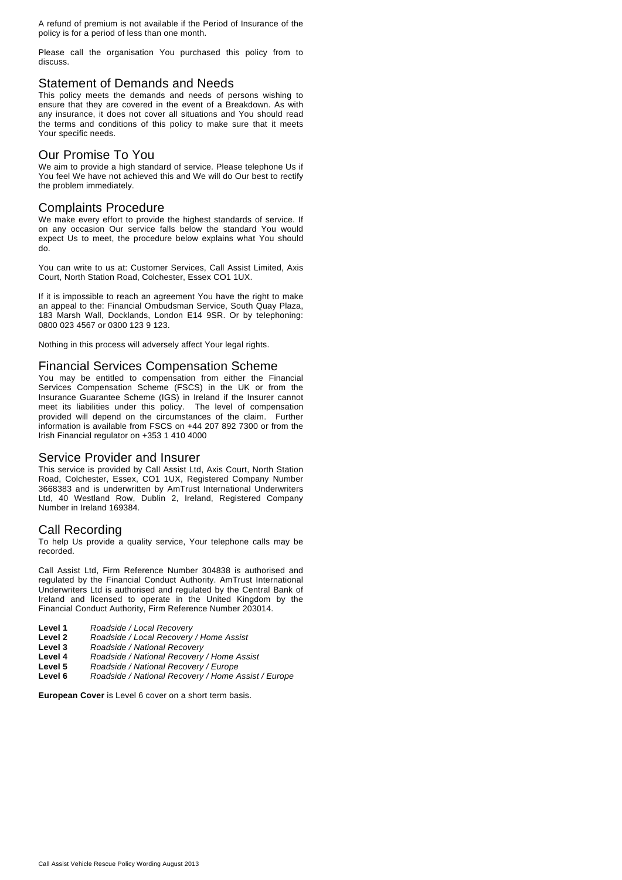A refund of premium is not available if the Period of Insurance of the policy is for a period of less than one month.

Please call the organisation You purchased this policy from to discuss.

## Statement of Demands and Needs

This policy meets the demands and needs of persons wishing to ensure that they are covered in the event of a Breakdown. As with any insurance, it does not cover all situations and You should read the terms and conditions of this policy to make sure that it meets Your specific needs.

## Our Promise To You

We aim to provide a high standard of service. Please telephone Us if You feel We have not achieved this and We will do Our best to rectify the problem immediately.

## Complaints Procedure

We make every effort to provide the highest standards of service. If on any occasion Our service falls below the standard You would expect Us to meet, the procedure below explains what You should do.

You can write to us at: Customer Services, Call Assist Limited, Axis Court, North Station Road, Colchester, Essex CO1 1UX.

If it is impossible to reach an agreement You have the right to make an appeal to the: Financial Ombudsman Service, South Quay Plaza, 183 Marsh Wall, Docklands, London E14 9SR. Or by telephoning: 0800 023 4567 or 0300 123 9 123.

Nothing in this process will adversely affect Your legal rights.

## Financial Services Compensation Scheme

You may be entitled to compensation from either the Financial Services Compensation Scheme (FSCS) in the UK or from the Insurance Guarantee Scheme (IGS) in Ireland if the Insurer cannot meet its liabilities under this policy. The level of compensation provided will depend on the circumstances of the claim. Further information is available from FSCS on +44 207 892 7300 or from the Irish Financial regulator on +353 1 410 4000

## Service Provider and Insurer

This service is provided by Call Assist Ltd, Axis Court, North Station Road, Colchester, Essex, CO1 1UX, Registered Company Number 3668383 and is underwritten by AmTrust International Underwriters Ltd, 40 Westland Row, Dublin 2, Ireland, Registered Company Number in Ireland 169384.

## Call Recording

To help Us provide a quality service, Your telephone calls may be recorded.

Call Assist Ltd, Firm Reference Number 304838 is authorised and regulated by the Financial Conduct Authority. AmTrust International Underwriters Ltd is authorised and regulated by the Central Bank of Ireland and licensed to operate in the United Kingdom by the Financial Conduct Authority, Firm Reference Number 203014.

| | |
|---|---|
| **Level 1** | *Roadside / Local Recovery* |
| **Level 2** | *Roadside / Local Recovery / Home Assist* |
| **Level 3** | *Roadside / National Recovery* |
| **Level 4** | *Roadside / National Recovery / Home Assist* |
| **Level 5** | *Roadside / National Recovery / Europe* |
| **Level 6** | *Roadside / National Recovery / Home Assist / Europe* |

**European Cover** is Level 6 cover on a short term basis.